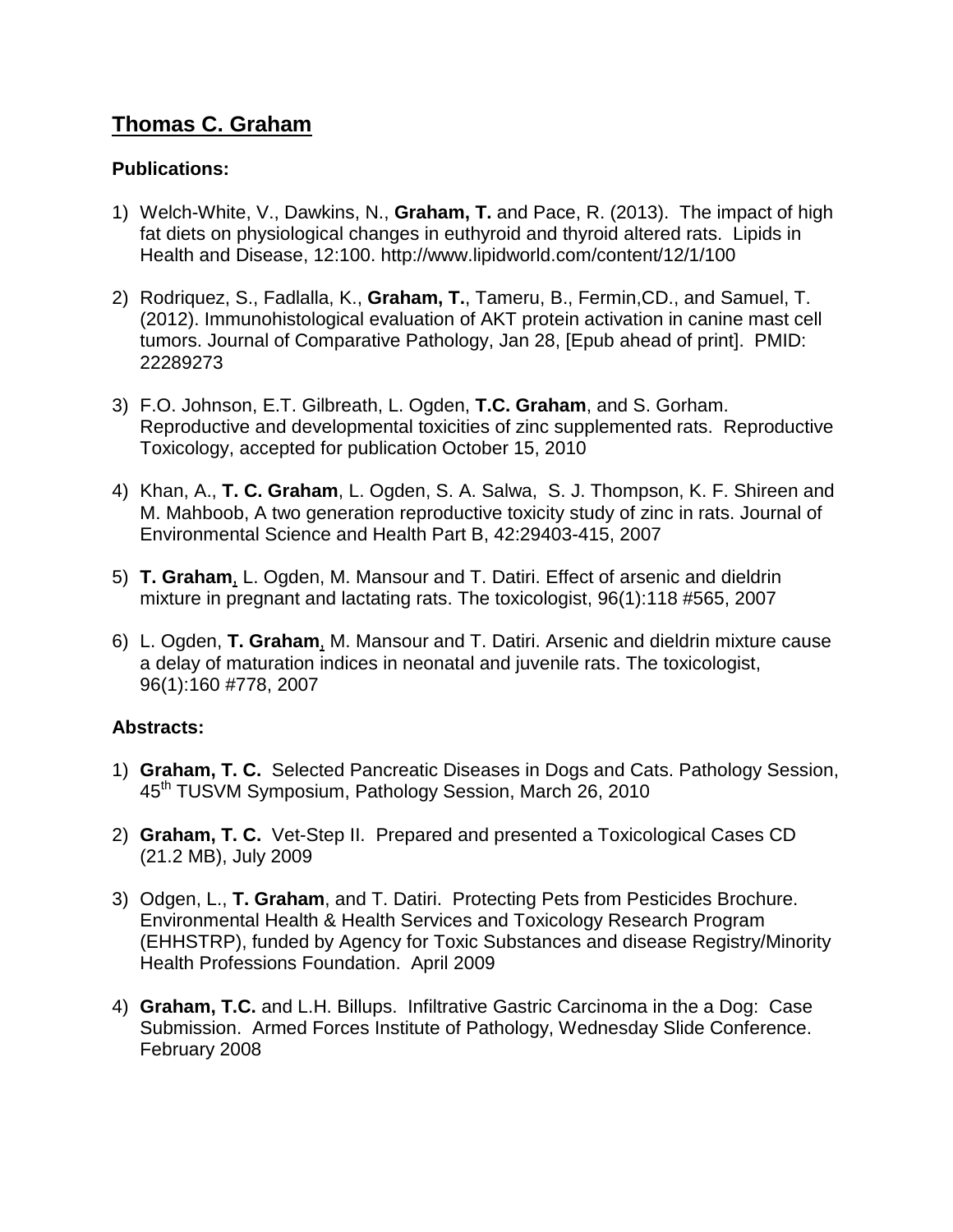# Thomas C. Graham

### Publications:

1) Welch-White, V., Dawkins, N., **Graham, T.** and Pace, R. (2013). The impact of high fat diets on physiological changes in euthyroid and thyroid altered rats. Lipids in Health and Disease, 12:100. http://www.lipidworld.com/content/12/1/100

2) Rodriquez, S., Fadlalla, K., **Graham, T.**, Tameru, B., Fermin,CD., and Samuel, T. (2012). Immunohistological evaluation of AKT protein activation in canine mast cell tumors. Journal of Comparative Pathology, Jan 28, [Epub ahead of print]. PMID: 22289273

3) F.O. Johnson, E.T. Gilbreath, L. Ogden, **T.C. Graham**, and S. Gorham. Reproductive and developmental toxicities of zinc supplemented rats. Reproductive Toxicology, accepted for publication October 15, 2010

4) Khan, A., **T. C. Graham**, L. Ogden, S. A. Salwa, S. J. Thompson, K. F. Shireen and M. Mahboob, A two generation reproductive toxicity study of zinc in rats. Journal of Environmental Science and Health Part B, 42:29403-415, 2007

5) **T. Graham**, L. Ogden, M. Mansour and T. Datiri. Effect of arsenic and dieldrin mixture in pregnant and lactating rats. The toxicologist, 96(1):118 #565, 2007

6) L. Ogden, **T. Graham**, M. Mansour and T. Datiri. Arsenic and dieldrin mixture cause a delay of maturation indices in neonatal and juvenile rats. The toxicologist, 96(1):160 #778, 2007

### Abstracts:

1) **Graham, T. C.** Selected Pancreatic Diseases in Dogs and Cats. Pathology Session, 45th TUSVM Symposium, Pathology Session, March 26, 2010

2) **Graham, T. C.** Vet-Step II. Prepared and presented a Toxicological Cases CD (21.2 MB), July 2009

3) Odgen, L., **T. Graham**, and T. Datiri. Protecting Pets from Pesticides Brochure. Environmental Health & Health Services and Toxicology Research Program (EHHSTRP), funded by Agency for Toxic Substances and disease Registry/Minority Health Professions Foundation. April 2009

4) **Graham, T.C.** and L.H. Billups. Infiltrative Gastric Carcinoma in the a Dog: Case Submission. Armed Forces Institute of Pathology, Wednesday Slide Conference. February 2008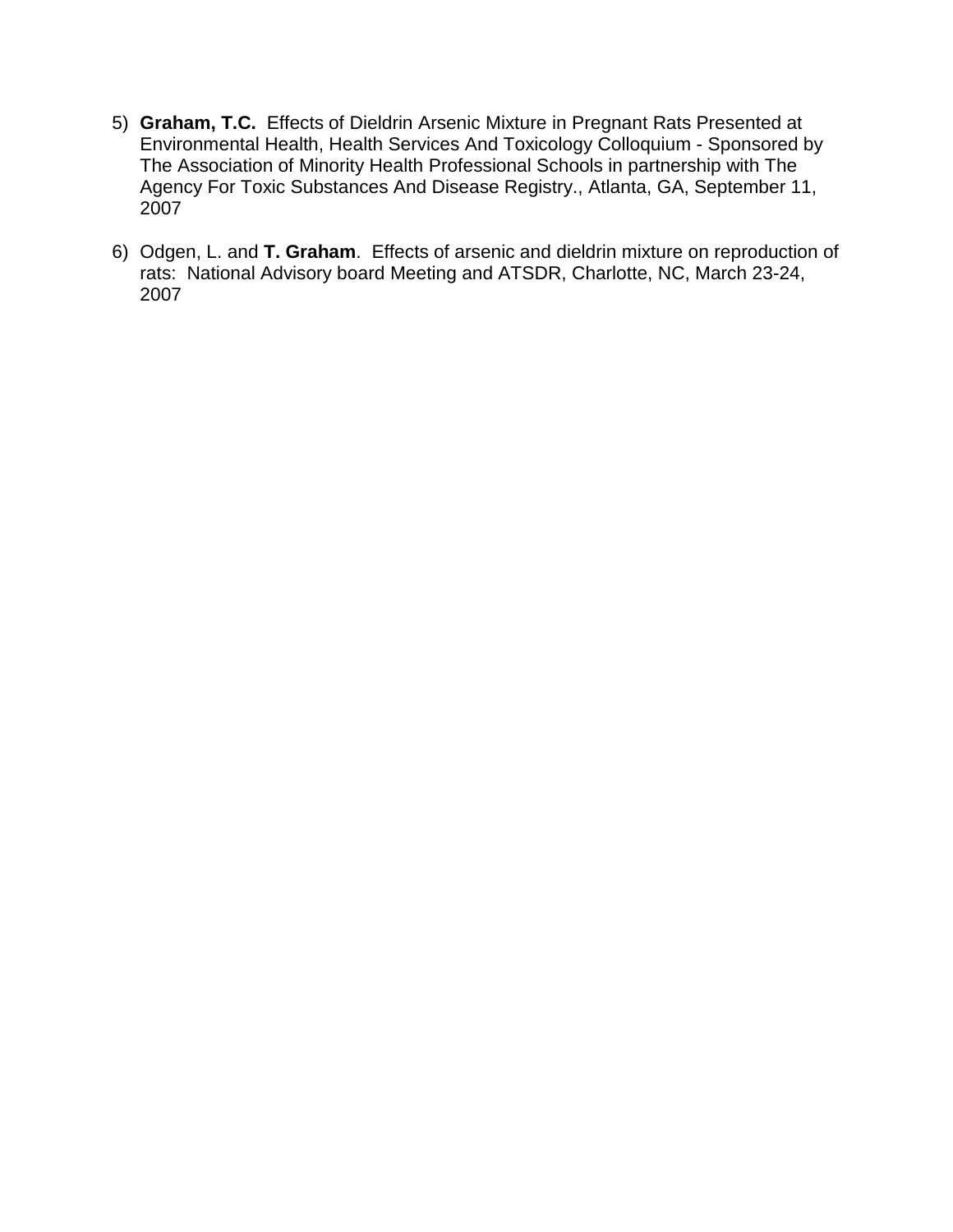5) **Graham, T.C.** Effects of Dieldrin Arsenic Mixture in Pregnant Rats Presented at Environmental Health, Health Services And Toxicology Colloquium - Sponsored by The Association of Minority Health Professional Schools in partnership with The Agency For Toxic Substances And Disease Registry., Atlanta, GA, September 11, 2007

6) Odgen, L. and **T. Graham**. Effects of arsenic and dieldrin mixture on reproduction of rats: National Advisory board Meeting and ATSDR, Charlotte, NC, March 23-24, 2007